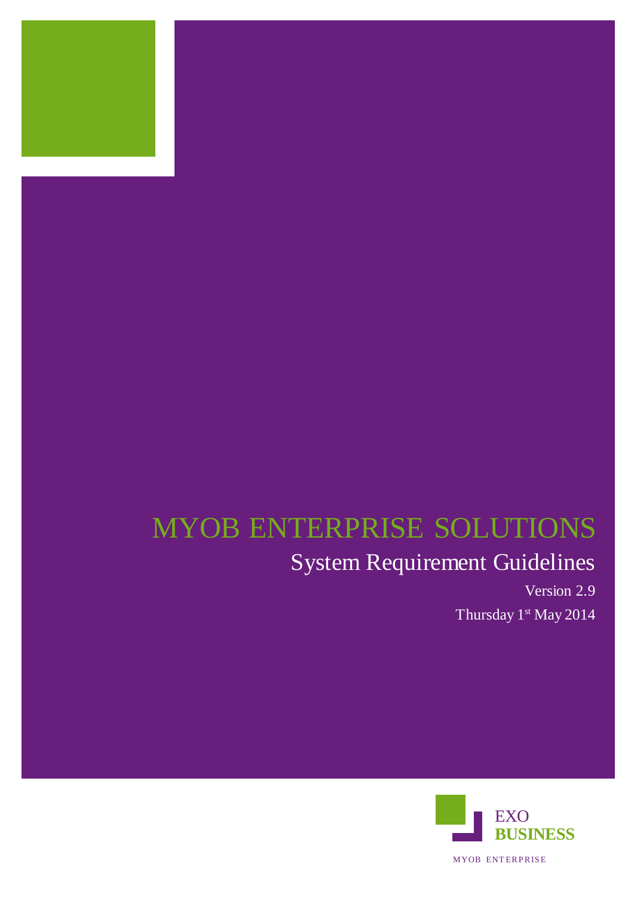# MYOB ENTERPRISE SOLUTIONS

## System Requirement Guidelines

Version 2.9

Thursday 1st May 2014

EXO
**BUSINESS**

MYOB ENTERPRISE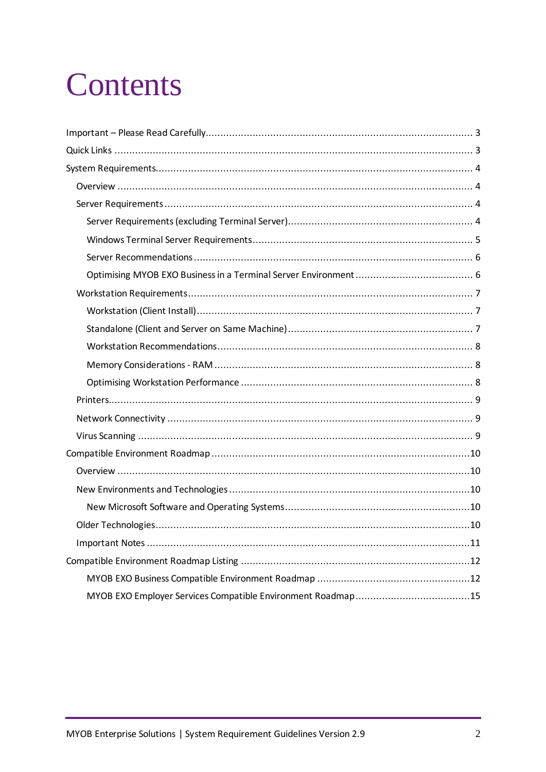# Contents

- Important – Please Read Carefully ... 3
- Quick Links ... 3
- System Requirements ... 4
  - Overview ... 4
  - Server Requirements ... 4
    - Server Requirements (excluding Terminal Server) ... 4
    - Windows Terminal Server Requirements ... 5
    - Server Recommendations ... 6
    - Optimising MYOB EXO Business in a Terminal Server Environment ... 6
  - Workstation Requirements ... 7
    - Workstation (Client Install) ... 7
    - Standalone (Client and Server on Same Machine) ... 7
    - Workstation Recommendations ... 8
    - Memory Considerations - RAM ... 8
    - Optimising Workstation Performance ... 8
  - Printers ... 9
  - Network Connectivity ... 9
  - Virus Scanning ... 9
- Compatible Environment Roadmap ... 10
  - Overview ... 10
  - New Environments and Technologies ... 10
    - New Microsoft Software and Operating Systems ... 10
  - Older Technologies ... 10
  - Important Notes ... 11
- Compatible Environment Roadmap Listing ... 12
    - MYOB EXO Business Compatible Environment Roadmap ... 12
    - MYOB EXO Employer Services Compatible Environment Roadmap ... 15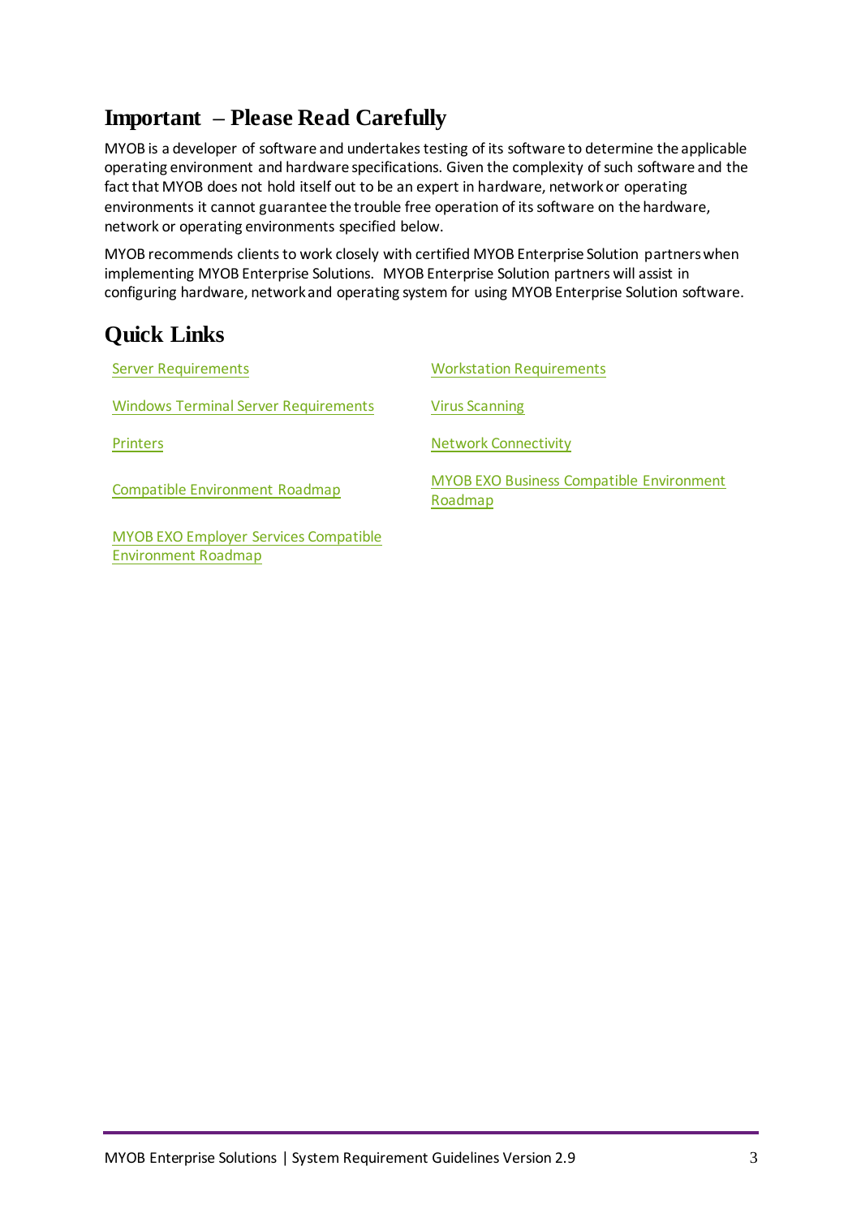# Important – Please Read Carefully

MYOB is a developer of software and undertakes testing of its software to determine the applicable operating environment and hardware specifications. Given the complexity of such software and the fact that MYOB does not hold itself out to be an expert in hardware, network or operating environments it cannot guarantee the trouble free operation of its software on the hardware, network or operating environments specified below.

MYOB recommends clients to work closely with certified MYOB Enterprise Solution partners when implementing MYOB Enterprise Solutions. MYOB Enterprise Solution partners will assist in configuring hardware, network and operating system for using MYOB Enterprise Solution software.

# Quick Links

- Server Requirements
- Workstation Requirements
- Windows Terminal Server Requirements
- Virus Scanning
- Printers
- Network Connectivity
- Compatible Environment Roadmap
- MYOB EXO Business Compatible Environment Roadmap
- MYOB EXO Employer Services Compatible Environment Roadmap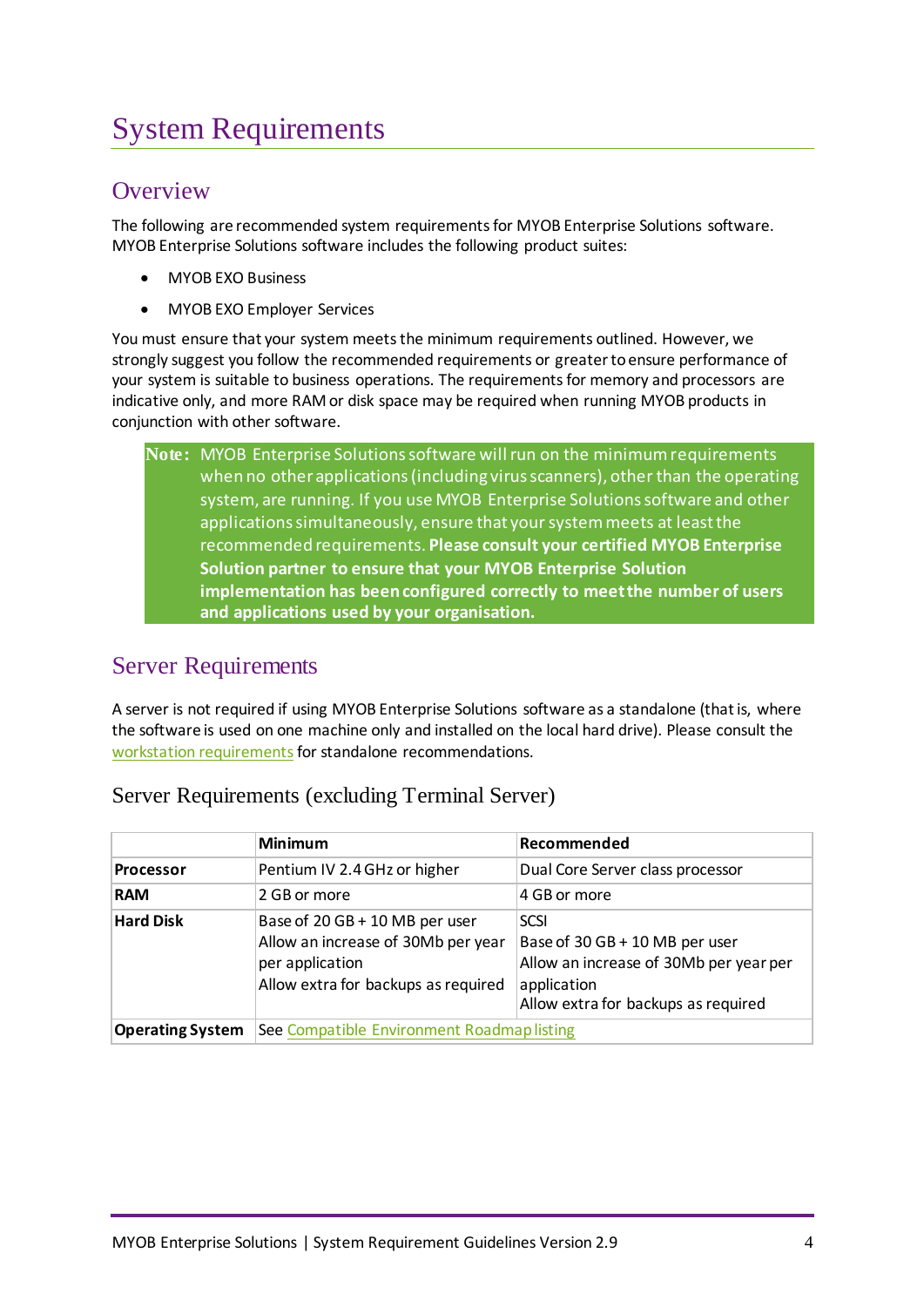# System Requirements

## Overview

The following are recommended system requirements for MYOB Enterprise Solutions software. MYOB Enterprise Solutions software includes the following product suites:

- MYOB EXO Business
- MYOB EXO Employer Services

You must ensure that your system meets the minimum requirements outlined. However, we strongly suggest you follow the recommended requirements or greater to ensure performance of your system is suitable to business operations. The requirements for memory and processors are indicative only, and more RAM or disk space may be required when running MYOB products in conjunction with other software.

> **Note:** MYOB Enterprise Solutions software will run on the minimum requirements when no other applications (including virus scanners), other than the operating system, are running. If you use MYOB Enterprise Solutions software and other applications simultaneously, ensure that your system meets at least the recommended requirements. **Please consult your certified MYOB Enterprise Solution partner to ensure that your MYOB Enterprise Solution implementation has been configured correctly to meet the number of users and applications used by your organisation.**

## Server Requirements

A server is not required if using MYOB Enterprise Solutions software as a standalone (that is, where the software is used on one machine only and installed on the local hard drive). Please consult the workstation requirements for standalone recommendations.

### Server Requirements (excluding Terminal Server)

| | **Minimum** | **Recommended** |
|---|---|---|
| **Processor** | Pentium IV 2.4 GHz or higher | Dual Core Server class processor |
| **RAM** | 2 GB or more | 4 GB or more |
| **Hard Disk** | Base of 20 GB + 10 MB per user<br>Allow an increase of 30Mb per year per application<br>Allow extra for backups as required | SCSI<br>Base of 30 GB + 10 MB per user<br>Allow an increase of 30Mb per year per application<br>Allow extra for backups as required |
| **Operating System** | See Compatible Environment Roadmap listing | |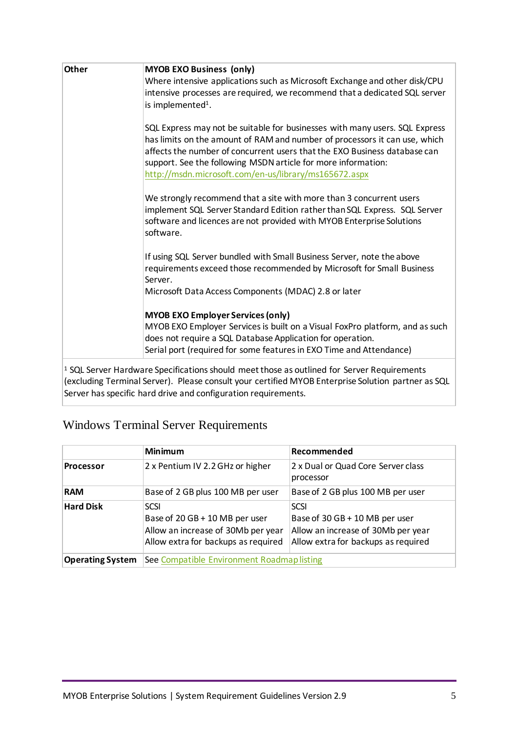| Other | **MYOB EXO Business (only)**<br>Where intensive applications such as Microsoft Exchange and other disk/CPU intensive processes are required, we recommend that a dedicated SQL server is implemented[1].<br><br>SQL Express may not be suitable for businesses with many users. SQL Express has limits on the amount of RAM and number of processors it can use, which affects the number of concurrent users that the EXO Business database can support. See the following MSDN article for more information: http://msdn.microsoft.com/en-us/library/ms165672.aspx<br><br>We strongly recommend that a site with more than 3 concurrent users implement SQL Server Standard Edition rather than SQL Express. SQL Server software and licences are not provided with MYOB Enterprise Solutions software.<br><br>If using SQL Server bundled with Small Business Server, note the above requirements exceed those recommended by Microsoft for Small Business Server.<br>Microsoft Data Access Components (MDAC) 2.8 or later<br><br>**MYOB EXO Employer Services (only)**<br>MYOB EXO Employer Services is built on a Visual FoxPro platform, and as such does not require a SQL Database Application for operation.<br>Serial port (required for some features in EXO Time and Attendance) |
|---|---|

[1] SQL Server Hardware Specifications should meet those as outlined for Server Requirements (excluding Terminal Server). Please consult your certified MYOB Enterprise Solution partner as SQL Server has specific hard drive and configuration requirements.

## Windows Terminal Server Requirements

| | Minimum | Recommended |
|---|---|---|
| **Processor** | 2 x Pentium IV 2.2 GHz or higher | 2 x Dual or Quad Core Server class processor |
| **RAM** | Base of 2 GB plus 100 MB per user | Base of 2 GB plus 100 MB per user |
| **Hard Disk** | SCSI<br>Base of 20 GB + 10 MB per user<br>Allow an increase of 30Mb per year<br>Allow extra for backups as required | SCSI<br>Base of 30 GB + 10 MB per user<br>Allow an increase of 30Mb per year<br>Allow extra for backups as required |
| **Operating System** | See Compatible Environment Roadmap listing | |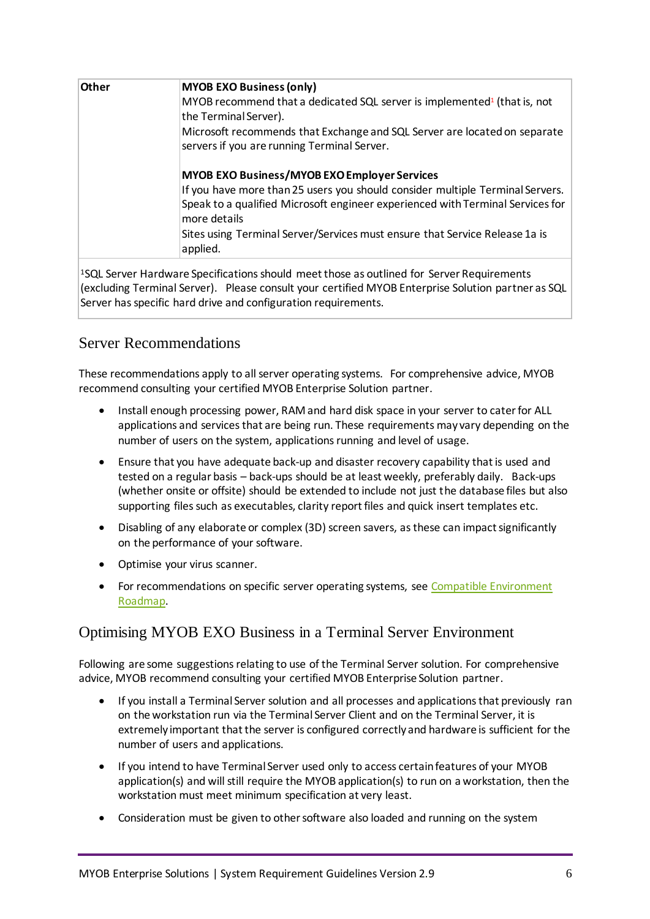| Other | **MYOB EXO Business (only)**<br>MYOB recommend that a dedicated SQL server is implemented[1] (that is, not the Terminal Server).<br>Microsoft recommends that Exchange and SQL Server are located on separate servers if you are running Terminal Server.<br><br>**MYOB EXO Business/MYOB EXO Employer Services**<br>If you have more than 25 users you should consider multiple Terminal Servers. Speak to a qualified Microsoft engineer experienced with Terminal Services for more details<br>Sites using Terminal Server/Services must ensure that Service Release 1a is applied. |
|---|---|

[1]SQL Server Hardware Specifications should meet those as outlined for Server Requirements (excluding Terminal Server). Please consult your certified MYOB Enterprise Solution partner as SQL Server has specific hard drive and configuration requirements.

## Server Recommendations

These recommendations apply to all server operating systems. For comprehensive advice, MYOB recommend consulting your certified MYOB Enterprise Solution partner.

- Install enough processing power, RAM and hard disk space in your server to cater for ALL applications and services that are being run. These requirements may vary depending on the number of users on the system, applications running and level of usage.
- Ensure that you have adequate back-up and disaster recovery capability that is used and tested on a regular basis – back-ups should be at least weekly, preferably daily. Back-ups (whether onsite or offsite) should be extended to include not just the database files but also supporting files such as executables, clarity report files and quick insert templates etc.
- Disabling of any elaborate or complex (3D) screen savers, as these can impact significantly on the performance of your software.
- Optimise your virus scanner.
- For recommendations on specific server operating systems, see Compatible Environment Roadmap.

## Optimising MYOB EXO Business in a Terminal Server Environment

Following are some suggestions relating to use of the Terminal Server solution. For comprehensive advice, MYOB recommend consulting your certified MYOB Enterprise Solution partner.

- If you install a Terminal Server solution and all processes and applications that previously ran on the workstation run via the Terminal Server Client and on the Terminal Server, it is extremely important that the server is configured correctly and hardware is sufficient for the number of users and applications.
- If you intend to have Terminal Server used only to access certain features of your MYOB application(s) and will still require the MYOB application(s) to run on a workstation, then the workstation must meet minimum specification at very least.
- Consideration must be given to other software also loaded and running on the system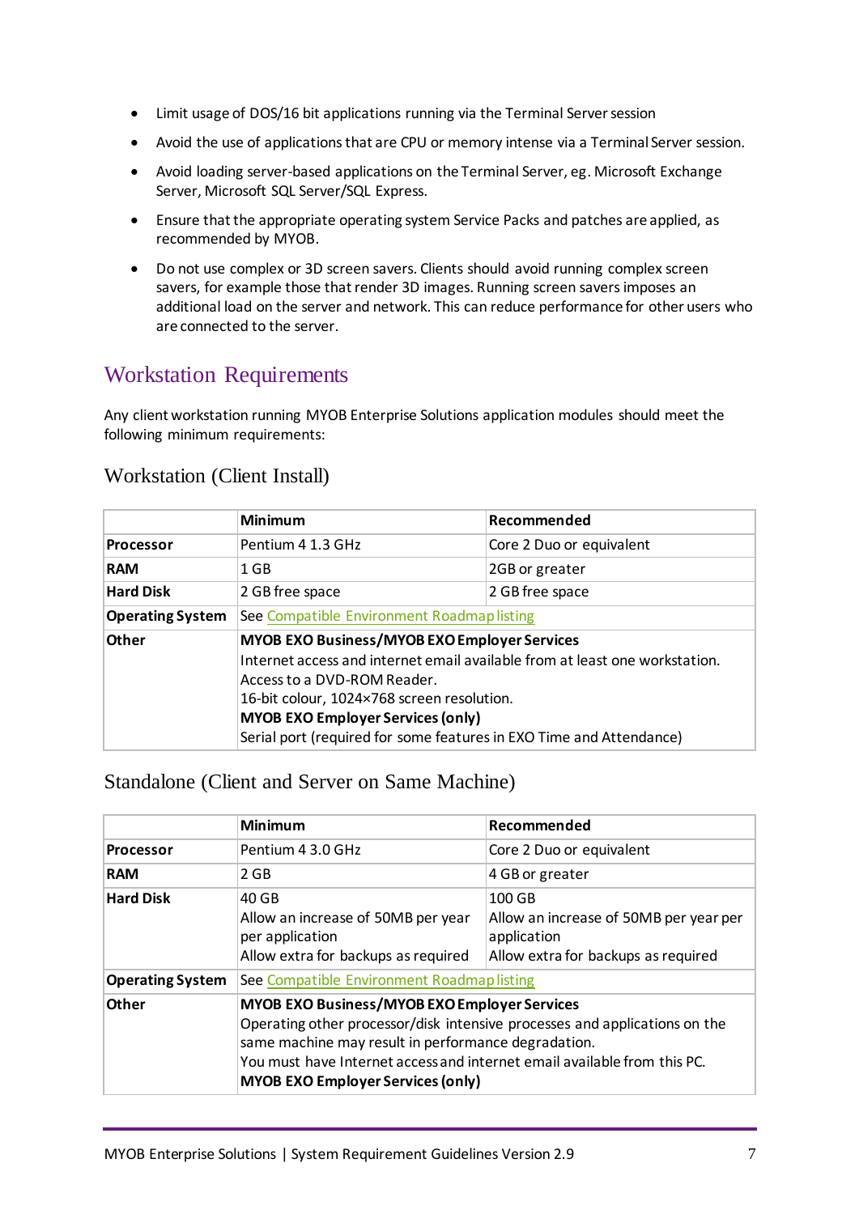- Limit usage of DOS/16 bit applications running via the Terminal Server session
- Avoid the use of applications that are CPU or memory intense via a Terminal Server session.
- Avoid loading server-based applications on the Terminal Server, eg. Microsoft Exchange Server, Microsoft SQL Server/SQL Express.
- Ensure that the appropriate operating system Service Packs and patches are applied, as recommended by MYOB.
- Do not use complex or 3D screen savers. Clients should avoid running complex screen savers, for example those that render 3D images. Running screen savers imposes an additional load on the server and network. This can reduce performance for other users who are connected to the server.

## Workstation Requirements

Any client workstation running MYOB Enterprise Solutions application modules should meet the following minimum requirements:

### Workstation (Client Install)

| | Minimum | Recommended |
|---|---|---|
| **Processor** | Pentium 4 1.3 GHz | Core 2 Duo or equivalent |
| **RAM** | 1 GB | 2GB or greater |
| **Hard Disk** | 2 GB free space | 2 GB free space |
| **Operating System** | See Compatible Environment Roadmap listing | |
| **Other** | **MYOB EXO Business/MYOB EXO Employer Services**<br>Internet access and internet email available from at least one workstation.<br>Access to a DVD-ROM Reader.<br>16-bit colour, 1024×768 screen resolution.<br>**MYOB EXO Employer Services (only)**<br>Serial port (required for some features in EXO Time and Attendance) | |

### Standalone (Client and Server on Same Machine)

| | Minimum | Recommended |
|---|---|---|
| **Processor** | Pentium 4 3.0 GHz | Core 2 Duo or equivalent |
| **RAM** | 2 GB | 4 GB or greater |
| **Hard Disk** | 40 GB<br>Allow an increase of 50MB per year per application<br>Allow extra for backups as required | 100 GB<br>Allow an increase of 50MB per year per application<br>Allow extra for backups as required |
| **Operating System** | See Compatible Environment Roadmap listing | |
| **Other** | **MYOB EXO Business/MYOB EXO Employer Services**<br>Operating other processor/disk intensive processes and applications on the same machine may result in performance degradation.<br>You must have Internet access and internet email available from this PC.<br>**MYOB EXO Employer Services (only)** | |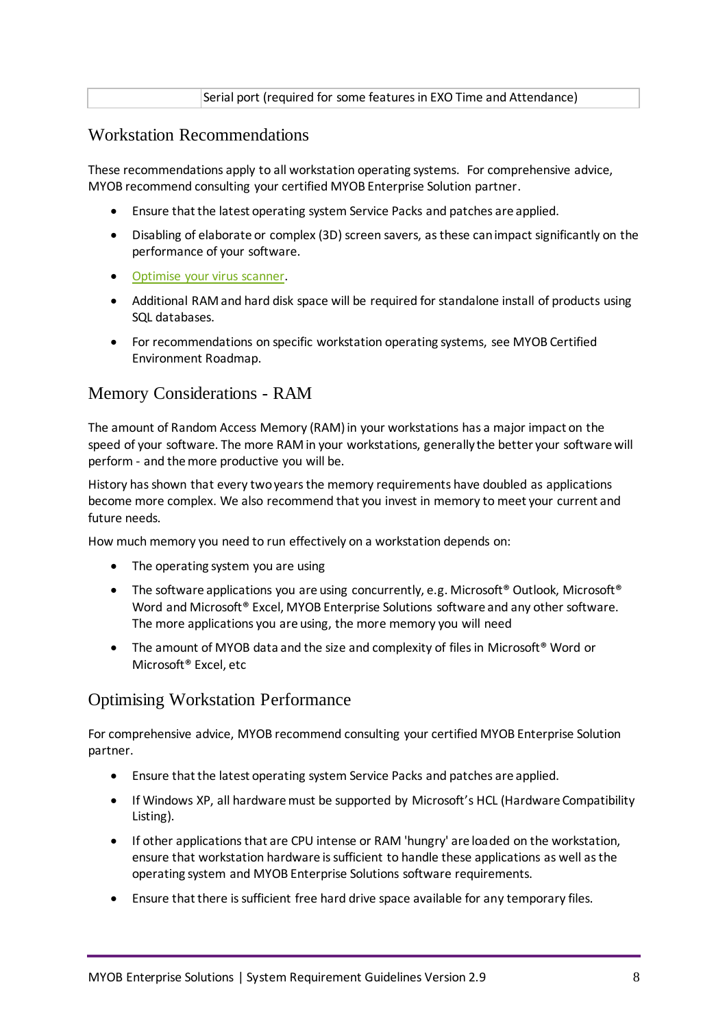|  | Serial port (required for some features in EXO Time and Attendance) |
| --- | --- |

## Workstation Recommendations

These recommendations apply to all workstation operating systems. For comprehensive advice, MYOB recommend consulting your certified MYOB Enterprise Solution partner.

- Ensure that the latest operating system Service Packs and patches are applied.
- Disabling of elaborate or complex (3D) screen savers, as these can impact significantly on the performance of your software.
- Optimise your virus scanner.
- Additional RAM and hard disk space will be required for standalone install of products using SQL databases.
- For recommendations on specific workstation operating systems, see MYOB Certified Environment Roadmap.

## Memory Considerations - RAM

The amount of Random Access Memory (RAM) in your workstations has a major impact on the speed of your software. The more RAM in your workstations, generally the better your software will perform - and the more productive you will be.

History has shown that every two years the memory requirements have doubled as applications become more complex. We also recommend that you invest in memory to meet your current and future needs.

How much memory you need to run effectively on a workstation depends on:

- The operating system you are using
- The software applications you are using concurrently, e.g. Microsoft® Outlook, Microsoft® Word and Microsoft® Excel, MYOB Enterprise Solutions software and any other software. The more applications you are using, the more memory you will need
- The amount of MYOB data and the size and complexity of files in Microsoft® Word or Microsoft® Excel, etc

## Optimising Workstation Performance

For comprehensive advice, MYOB recommend consulting your certified MYOB Enterprise Solution partner.

- Ensure that the latest operating system Service Packs and patches are applied.
- If Windows XP, all hardware must be supported by Microsoft's HCL (Hardware Compatibility Listing).
- If other applications that are CPU intense or RAM 'hungry' are loaded on the workstation, ensure that workstation hardware is sufficient to handle these applications as well as the operating system and MYOB Enterprise Solutions software requirements.
- Ensure that there is sufficient free hard drive space available for any temporary files.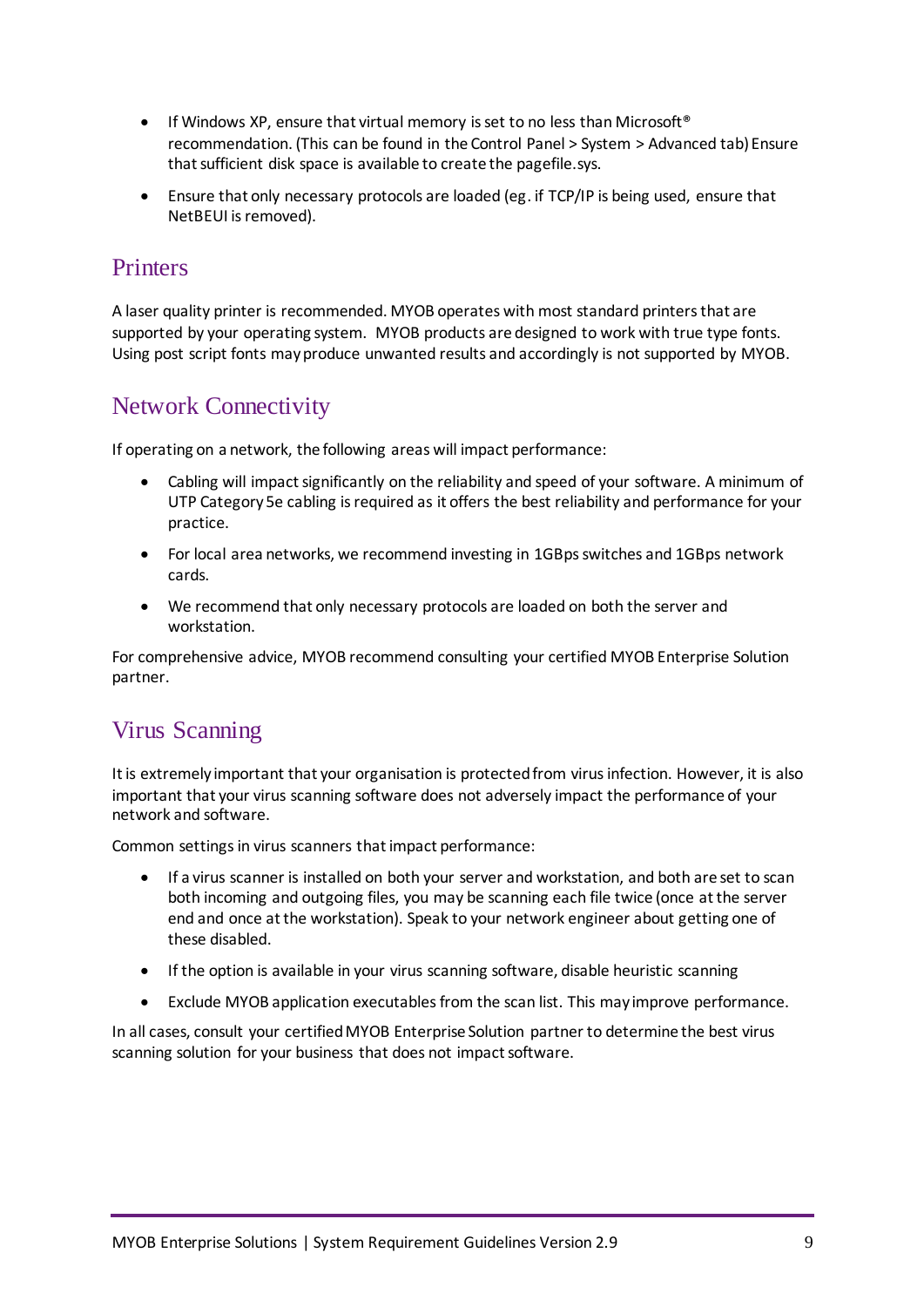- If Windows XP, ensure that virtual memory is set to no less than Microsoft® recommendation. (This can be found in the Control Panel > System > Advanced tab) Ensure that sufficient disk space is available to create the pagefile.sys.
- Ensure that only necessary protocols are loaded (eg. if TCP/IP is being used, ensure that NetBEUI is removed).

## Printers

A laser quality printer is recommended. MYOB operates with most standard printers that are supported by your operating system. MYOB products are designed to work with true type fonts. Using post script fonts may produce unwanted results and accordingly is not supported by MYOB.

## Network Connectivity

If operating on a network, the following areas will impact performance:

- Cabling will impact significantly on the reliability and speed of your software. A minimum of UTP Category 5e cabling is required as it offers the best reliability and performance for your practice.
- For local area networks, we recommend investing in 1GBps switches and 1GBps network cards.
- We recommend that only necessary protocols are loaded on both the server and workstation.

For comprehensive advice, MYOB recommend consulting your certified MYOB Enterprise Solution partner.

## Virus Scanning

It is extremely important that your organisation is protected from virus infection. However, it is also important that your virus scanning software does not adversely impact the performance of your network and software.

Common settings in virus scanners that impact performance:

- If a virus scanner is installed on both your server and workstation, and both are set to scan both incoming and outgoing files, you may be scanning each file twice (once at the server end and once at the workstation). Speak to your network engineer about getting one of these disabled.
- If the option is available in your virus scanning software, disable heuristic scanning
- Exclude MYOB application executables from the scan list. This may improve performance.

In all cases, consult your certified MYOB Enterprise Solution partner to determine the best virus scanning solution for your business that does not impact software.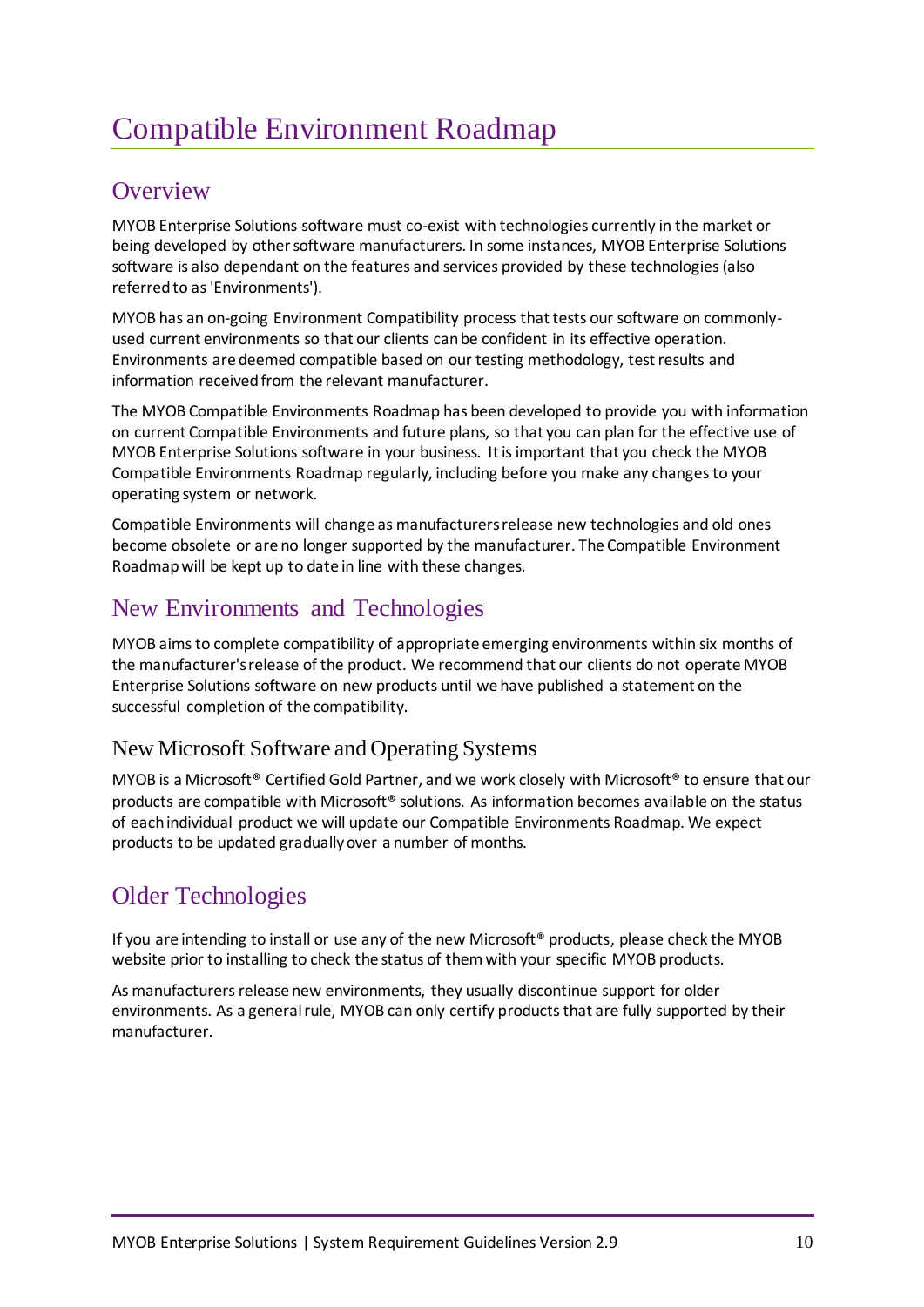# Compatible Environment Roadmap

## Overview

MYOB Enterprise Solutions software must co-exist with technologies currently in the market or being developed by other software manufacturers. In some instances, MYOB Enterprise Solutions software is also dependant on the features and services provided by these technologies (also referred to as 'Environments').

MYOB has an on-going Environment Compatibility process that tests our software on commonly-used current environments so that our clients can be confident in its effective operation. Environments are deemed compatible based on our testing methodology, test results and information received from the relevant manufacturer.

The MYOB Compatible Environments Roadmap has been developed to provide you with information on current Compatible Environments and future plans, so that you can plan for the effective use of MYOB Enterprise Solutions software in your business. It is important that you check the MYOB Compatible Environments Roadmap regularly, including before you make any changes to your operating system or network.

Compatible Environments will change as manufacturers release new technologies and old ones become obsolete or are no longer supported by the manufacturer. The Compatible Environment Roadmap will be kept up to date in line with these changes.

## New Environments and Technologies

MYOB aims to complete compatibility of appropriate emerging environments within six months of the manufacturer's release of the product. We recommend that our clients do not operate MYOB Enterprise Solutions software on new products until we have published a statement on the successful completion of the compatibility.

### New Microsoft Software and Operating Systems

MYOB is a Microsoft® Certified Gold Partner, and we work closely with Microsoft® to ensure that our products are compatible with Microsoft® solutions. As information becomes available on the status of each individual product we will update our Compatible Environments Roadmap. We expect products to be updated gradually over a number of months.

## Older Technologies

If you are intending to install or use any of the new Microsoft® products, please check the MYOB website prior to installing to check the status of them with your specific MYOB products.

As manufacturers release new environments, they usually discontinue support for older environments. As a general rule, MYOB can only certify products that are fully supported by their manufacturer.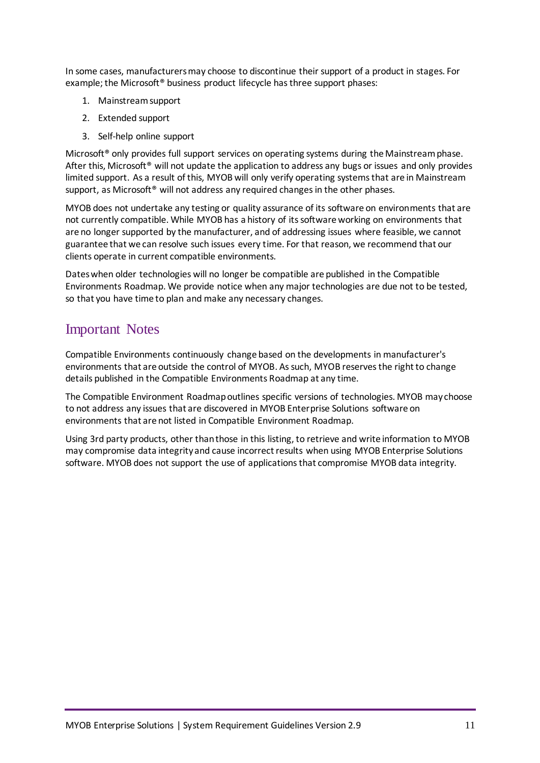In some cases, manufacturers may choose to discontinue their support of a product in stages. For example; the Microsoft® business product lifecycle has three support phases:

1. Mainstream support
2. Extended support
3. Self-help online support

Microsoft® only provides full support services on operating systems during the Mainstream phase. After this, Microsoft® will not update the application to address any bugs or issues and only provides limited support. As a result of this, MYOB will only verify operating systems that are in Mainstream support, as Microsoft® will not address any required changes in the other phases.

MYOB does not undertake any testing or quality assurance of its software on environments that are not currently compatible. While MYOB has a history of its software working on environments that are no longer supported by the manufacturer, and of addressing issues where feasible, we cannot guarantee that we can resolve such issues every time. For that reason, we recommend that our clients operate in current compatible environments.

Dates when older technologies will no longer be compatible are published in the Compatible Environments Roadmap. We provide notice when any major technologies are due not to be tested, so that you have time to plan and make any necessary changes.

## Important Notes

Compatible Environments continuously change based on the developments in manufacturer's environments that are outside the control of MYOB. As such, MYOB reserves the right to change details published in the Compatible Environments Roadmap at any time.

The Compatible Environment Roadmap outlines specific versions of technologies. MYOB may choose to not address any issues that are discovered in MYOB Enterprise Solutions software on environments that are not listed in Compatible Environment Roadmap.

Using 3rd party products, other than those in this listing, to retrieve and write information to MYOB may compromise data integrity and cause incorrect results when using MYOB Enterprise Solutions software. MYOB does not support the use of applications that compromise MYOB data integrity.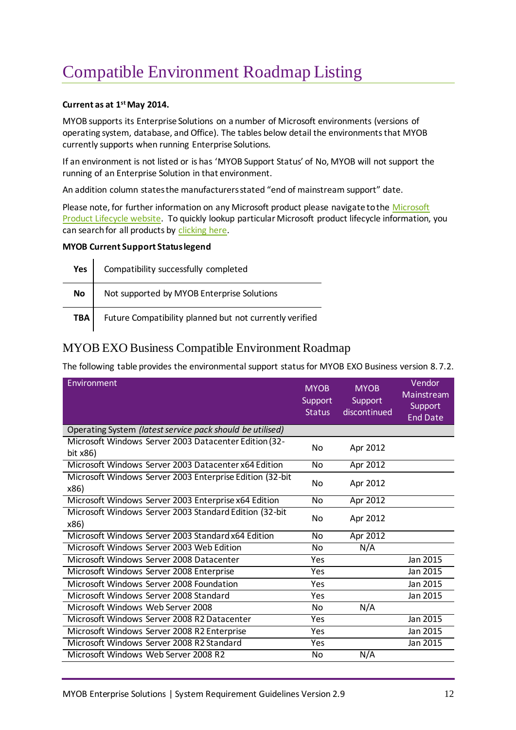# Compatible Environment Roadmap Listing

**Current as at 1st May 2014.**

MYOB supports its Enterprise Solutions on a number of Microsoft environments (versions of operating system, database, and Office). The tables below detail the environments that MYOB currently supports when running Enterprise Solutions.

If an environment is not listed or is has 'MYOB Support Status' of No, MYOB will not support the running of an Enterprise Solution in that environment.

An addition column states the manufacturers stated "end of mainstream support" date.

Please note, for further information on any Microsoft product please navigate to the Microsoft Product Lifecycle website. To quickly lookup particular Microsoft product lifecycle information, you can search for all products by clicking here.

**MYOB Current Support Status legend**

| | |
|---|---|
| **Yes** | Compatibility successfully completed |
| **No** | Not supported by MYOB Enterprise Solutions |
| **TBA** | Future Compatibility planned but not currently verified |

## MYOB EXO Business Compatible Environment Roadmap

The following table provides the environmental support status for MYOB EXO Business version 8.7.2.

| Environment | MYOB Support Status | MYOB Support discontinued | Vendor Mainstream Support End Date |
|---|---|---|---|
| Operating System *(latest service pack should be utilised)* | | | |
| Microsoft Windows Server 2003 Datacenter Edition (32-bit x86) | No | Apr 2012 | |
| Microsoft Windows Server 2003 Datacenter x64 Edition | No | Apr 2012 | |
| Microsoft Windows Server 2003 Enterprise Edition (32-bit x86) | No | Apr 2012 | |
| Microsoft Windows Server 2003 Enterprise x64 Edition | No | Apr 2012 | |
| Microsoft Windows Server 2003 Standard Edition (32-bit x86) | No | Apr 2012 | |
| Microsoft Windows Server 2003 Standard x64 Edition | No | Apr 2012 | |
| Microsoft Windows Server 2003 Web Edition | No | N/A | |
| Microsoft Windows Server 2008 Datacenter | Yes | | Jan 2015 |
| Microsoft Windows Server 2008 Enterprise | Yes | | Jan 2015 |
| Microsoft Windows Server 2008 Foundation | Yes | | Jan 2015 |
| Microsoft Windows Server 2008 Standard | Yes | | Jan 2015 |
| Microsoft Windows Web Server 2008 | No | N/A | |
| Microsoft Windows Server 2008 R2 Datacenter | Yes | | Jan 2015 |
| Microsoft Windows Server 2008 R2 Enterprise | Yes | | Jan 2015 |
| Microsoft Windows Server 2008 R2 Standard | Yes | | Jan 2015 |
| Microsoft Windows Web Server 2008 R2 | No | N/A | |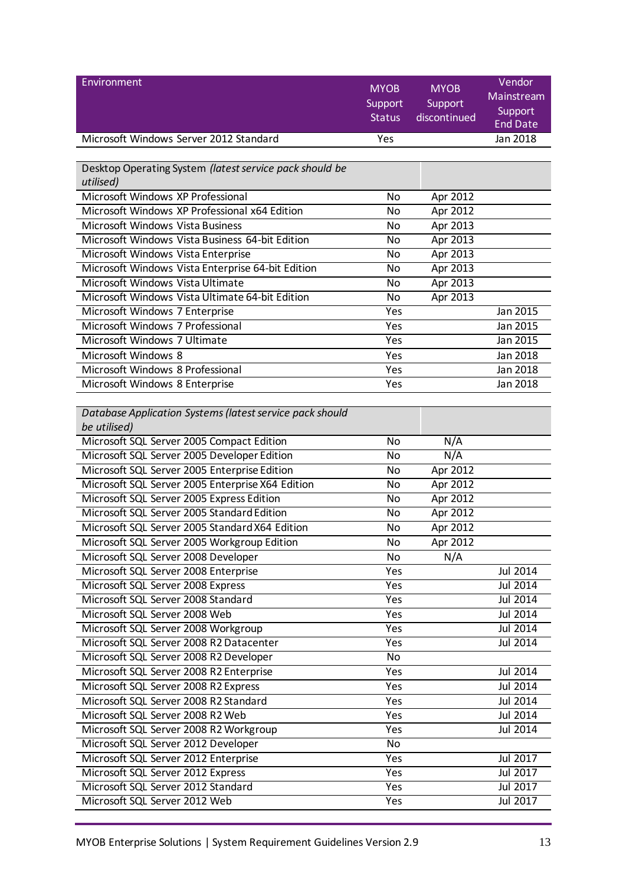| Environment | MYOB Support Status | MYOB Support discontinued | Vendor Mainstream Support End Date |
|---|---|---|---|
| Microsoft Windows Server 2012 Standard | Yes | | Jan 2018 |

| Desktop Operating System *(latest service pack should be utilised)* | | | |
|---|---|---|---|
| Microsoft Windows XP Professional | No | Apr 2012 | |
| Microsoft Windows XP Professional x64 Edition | No | Apr 2012 | |
| Microsoft Windows Vista Business | No | Apr 2013 | |
| Microsoft Windows Vista Business 64-bit Edition | No | Apr 2013 | |
| Microsoft Windows Vista Enterprise | No | Apr 2013 | |
| Microsoft Windows Vista Enterprise 64-bit Edition | No | Apr 2013 | |
| Microsoft Windows Vista Ultimate | No | Apr 2013 | |
| Microsoft Windows Vista Ultimate 64-bit Edition | No | Apr 2013 | |
| Microsoft Windows 7 Enterprise | Yes | | Jan 2015 |
| Microsoft Windows 7 Professional | Yes | | Jan 2015 |
| Microsoft Windows 7 Ultimate | Yes | | Jan 2015 |
| Microsoft Windows 8 | Yes | | Jan 2018 |
| Microsoft Windows 8 Professional | Yes | | Jan 2018 |
| Microsoft Windows 8 Enterprise | Yes | | Jan 2018 |

| *Database Application Systems (latest service pack should be utilised)* | | | |
|---|---|---|---|
| Microsoft SQL Server 2005 Compact Edition | No | N/A | |
| Microsoft SQL Server 2005 Developer Edition | No | N/A | |
| Microsoft SQL Server 2005 Enterprise Edition | No | Apr 2012 | |
| Microsoft SQL Server 2005 Enterprise X64 Edition | No | Apr 2012 | |
| Microsoft SQL Server 2005 Express Edition | No | Apr 2012 | |
| Microsoft SQL Server 2005 Standard Edition | No | Apr 2012 | |
| Microsoft SQL Server 2005 Standard X64 Edition | No | Apr 2012 | |
| Microsoft SQL Server 2005 Workgroup Edition | No | Apr 2012 | |
| Microsoft SQL Server 2008 Developer | No | N/A | |
| Microsoft SQL Server 2008 Enterprise | Yes | | Jul 2014 |
| Microsoft SQL Server 2008 Express | Yes | | Jul 2014 |
| Microsoft SQL Server 2008 Standard | Yes | | Jul 2014 |
| Microsoft SQL Server 2008 Web | Yes | | Jul 2014 |
| Microsoft SQL Server 2008 Workgroup | Yes | | Jul 2014 |
| Microsoft SQL Server 2008 R2 Datacenter | Yes | | Jul 2014 |
| Microsoft SQL Server 2008 R2 Developer | No | | |
| Microsoft SQL Server 2008 R2 Enterprise | Yes | | Jul 2014 |
| Microsoft SQL Server 2008 R2 Express | Yes | | Jul 2014 |
| Microsoft SQL Server 2008 R2 Standard | Yes | | Jul 2014 |
| Microsoft SQL Server 2008 R2 Web | Yes | | Jul 2014 |
| Microsoft SQL Server 2008 R2 Workgroup | Yes | | Jul 2014 |
| Microsoft SQL Server 2012 Developer | No | | |
| Microsoft SQL Server 2012 Enterprise | Yes | | Jul 2017 |
| Microsoft SQL Server 2012 Express | Yes | | Jul 2017 |
| Microsoft SQL Server 2012 Standard | Yes | | Jul 2017 |
| Microsoft SQL Server 2012 Web | Yes | | Jul 2017 |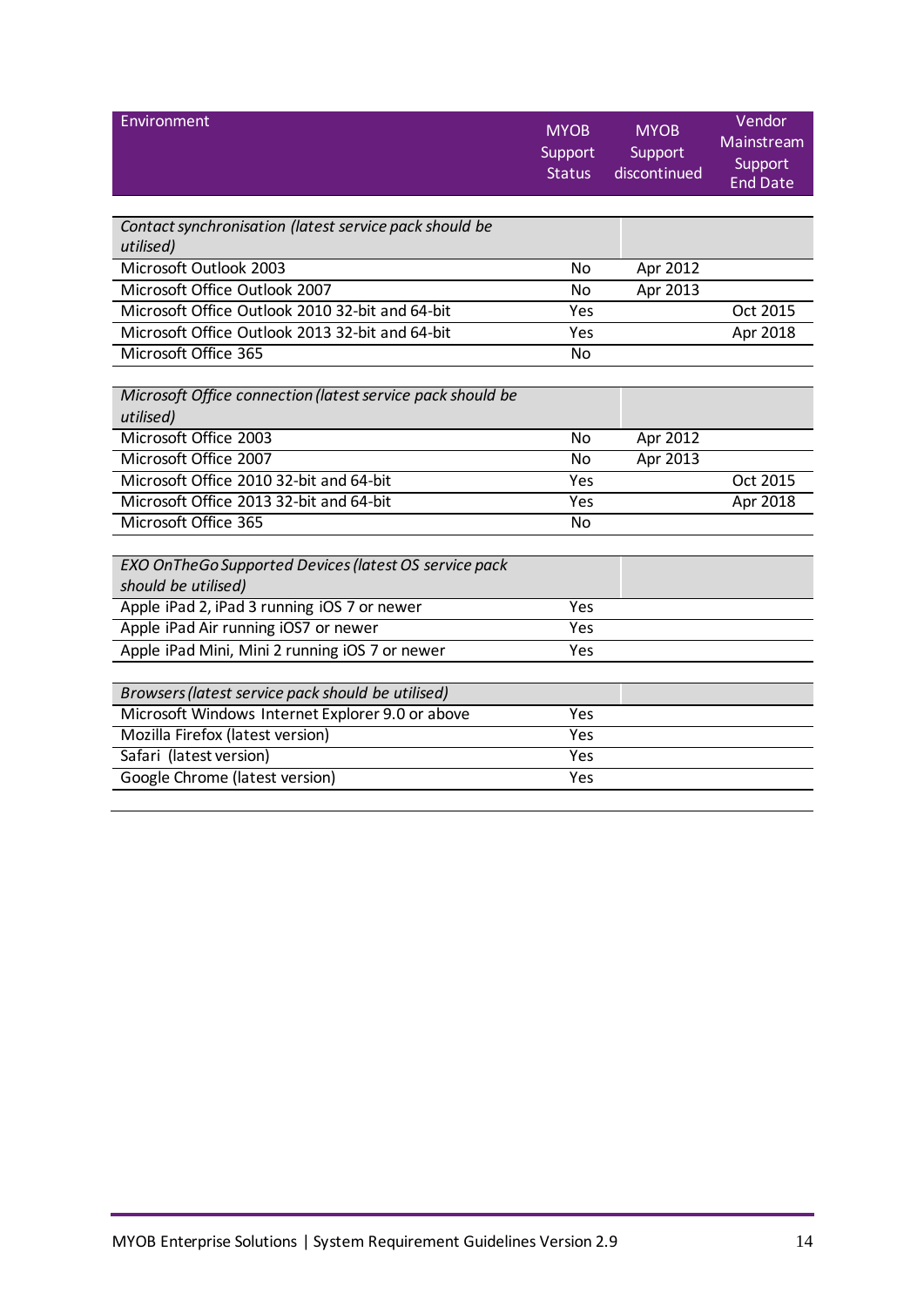| Environment | MYOB Support Status | MYOB Support discontinued | Vendor Mainstream Support End Date |
|---|---|---|---|
| *Contact synchronisation (latest service pack should be utilised)* | | | |
| Microsoft Outlook 2003 | No | Apr 2012 | |
| Microsoft Office Outlook 2007 | No | Apr 2013 | |
| Microsoft Office Outlook 2010 32-bit and 64-bit | Yes | | Oct 2015 |
| Microsoft Office Outlook 2013 32-bit and 64-bit | Yes | | Apr 2018 |
| Microsoft Office 365 | No | | |
| *Microsoft Office connection (latest service pack should be utilised)* | | | |
| Microsoft Office 2003 | No | Apr 2012 | |
| Microsoft Office 2007 | No | Apr 2013 | |
| Microsoft Office 2010 32-bit and 64-bit | Yes | | Oct 2015 |
| Microsoft Office 2013 32-bit and 64-bit | Yes | | Apr 2018 |
| Microsoft Office 365 | No | | |
| *EXO OnTheGo Supported Devices (latest OS service pack should be utilised)* | | | |
| Apple iPad 2, iPad 3 running iOS 7 or newer | Yes | | |
| Apple iPad Air running iOS7 or newer | Yes | | |
| Apple iPad Mini, Mini 2 running iOS 7 or newer | Yes | | |
| *Browsers (latest service pack should be utilised)* | | | |
| Microsoft Windows Internet Explorer 9.0 or above | Yes | | |
| Mozilla Firefox (latest version) | Yes | | |
| Safari (latest version) | Yes | | |
| Google Chrome (latest version) | Yes | | |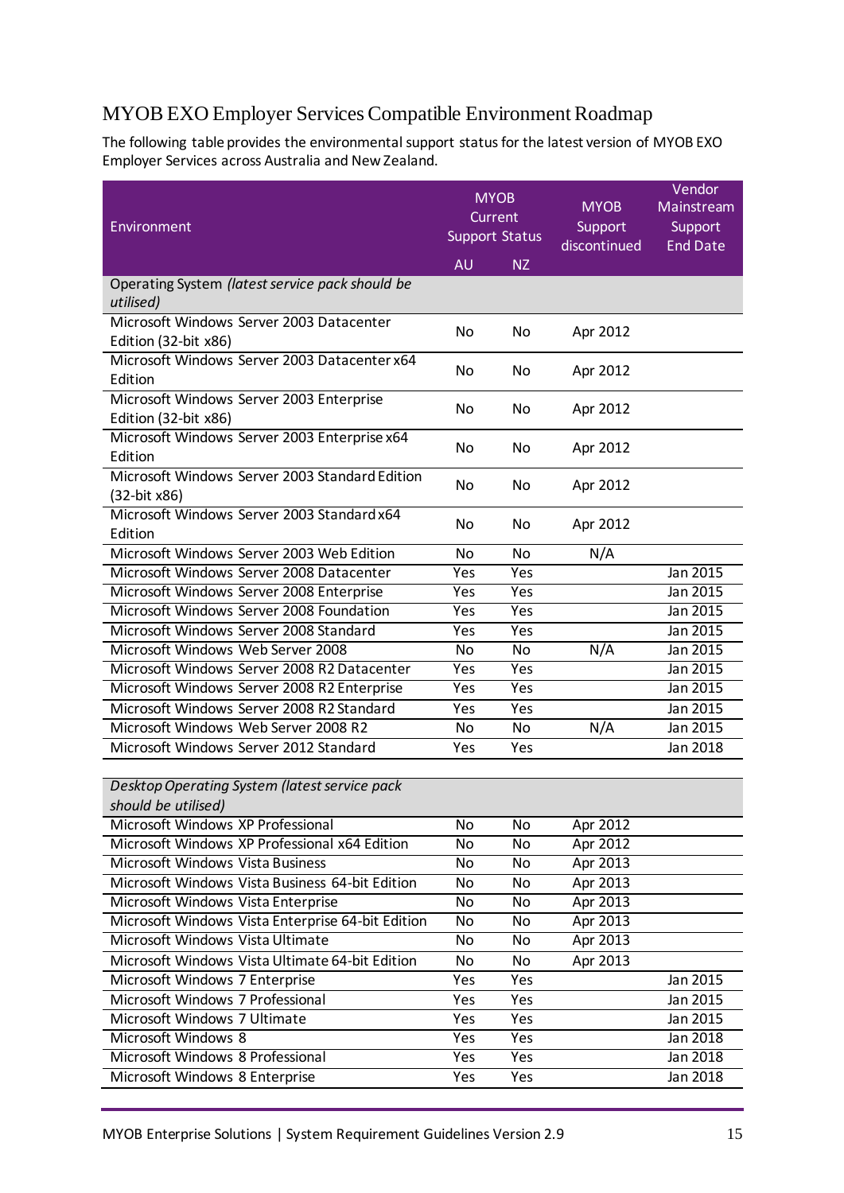# MYOB EXO Employer Services Compatible Environment Roadmap

The following table provides the environmental support status for the latest version of MYOB EXO Employer Services across Australia and New Zealand.

| Environment | MYOB Current Support Status | | MYOB Support discontinued | Vendor Mainstream Support End Date |
|---|---|---|---|---|
| | AU | NZ | | |
| Operating System *(latest service pack should be utilised)* | | | | |
| Microsoft Windows Server 2003 Datacenter Edition (32-bit x86) | No | No | Apr 2012 | |
| Microsoft Windows Server 2003 Datacenter x64 Edition | No | No | Apr 2012 | |
| Microsoft Windows Server 2003 Enterprise Edition (32-bit x86) | No | No | Apr 2012 | |
| Microsoft Windows Server 2003 Enterprise x64 Edition | No | No | Apr 2012 | |
| Microsoft Windows Server 2003 Standard Edition (32-bit x86) | No | No | Apr 2012 | |
| Microsoft Windows Server 2003 Standard x64 Edition | No | No | Apr 2012 | |
| Microsoft Windows Server 2003 Web Edition | No | No | N/A | |
| Microsoft Windows Server 2008 Datacenter | Yes | Yes | | Jan 2015 |
| Microsoft Windows Server 2008 Enterprise | Yes | Yes | | Jan 2015 |
| Microsoft Windows Server 2008 Foundation | Yes | Yes | | Jan 2015 |
| Microsoft Windows Server 2008 Standard | Yes | Yes | | Jan 2015 |
| Microsoft Windows Web Server 2008 | No | No | N/A | Jan 2015 |
| Microsoft Windows Server 2008 R2 Datacenter | Yes | Yes | | Jan 2015 |
| Microsoft Windows Server 2008 R2 Enterprise | Yes | Yes | | Jan 2015 |
| Microsoft Windows Server 2008 R2 Standard | Yes | Yes | | Jan 2015 |
| Microsoft Windows Web Server 2008 R2 | No | No | N/A | Jan 2015 |
| Microsoft Windows Server 2012 Standard | Yes | Yes | | Jan 2018 |
| *Desktop Operating System (latest service pack should be utilised)* | | | | |
| Microsoft Windows XP Professional | No | No | Apr 2012 | |
| Microsoft Windows XP Professional x64 Edition | No | No | Apr 2012 | |
| Microsoft Windows Vista Business | No | No | Apr 2013 | |
| Microsoft Windows Vista Business 64-bit Edition | No | No | Apr 2013 | |
| Microsoft Windows Vista Enterprise | No | No | Apr 2013 | |
| Microsoft Windows Vista Enterprise 64-bit Edition | No | No | Apr 2013 | |
| Microsoft Windows Vista Ultimate | No | No | Apr 2013 | |
| Microsoft Windows Vista Ultimate 64-bit Edition | No | No | Apr 2013 | |
| Microsoft Windows 7 Enterprise | Yes | Yes | | Jan 2015 |
| Microsoft Windows 7 Professional | Yes | Yes | | Jan 2015 |
| Microsoft Windows 7 Ultimate | Yes | Yes | | Jan 2015 |
| Microsoft Windows 8 | Yes | Yes | | Jan 2018 |
| Microsoft Windows 8 Professional | Yes | Yes | | Jan 2018 |
| Microsoft Windows 8 Enterprise | Yes | Yes | | Jan 2018 |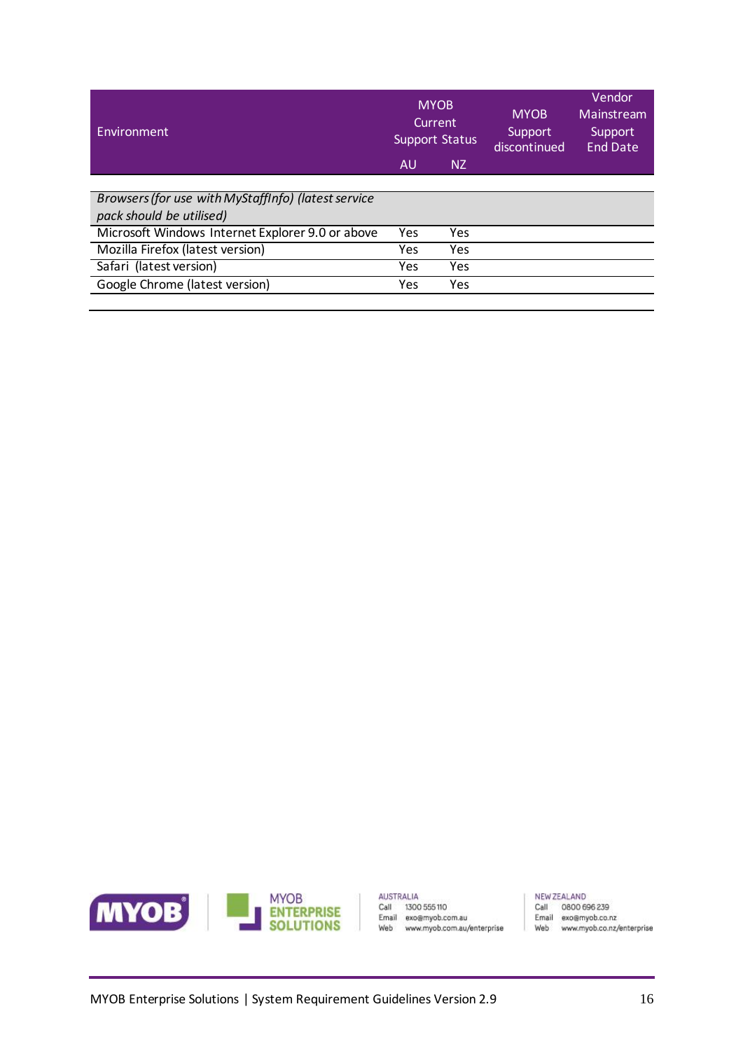| Environment | MYOB Current Support Status | | MYOB Support discontinued | Vendor Mainstream Support End Date |
|---|---|---|---|---|
| | AU | NZ | | |
| *Browsers (for use with MyStaffInfo) (latest service pack should be utilised)* | | | | |
| Microsoft Windows Internet Explorer 9.0 or above | Yes | Yes | | |
| Mozilla Firefox (latest version) | Yes | Yes | | |
| Safari (latest version) | Yes | Yes | | |
| Google Chrome (latest version) | Yes | Yes | | |

MYOB

MYOB ENTERPRISE SOLUTIONS

AUSTRALIA
Call 1300 555 110
Email exo@myob.com.au
Web www.myob.com.au/enterprise

NEW ZEALAND
Call 0800 696 239
Email exo@myob.co.nz
Web www.myob.co.nz/enterprise